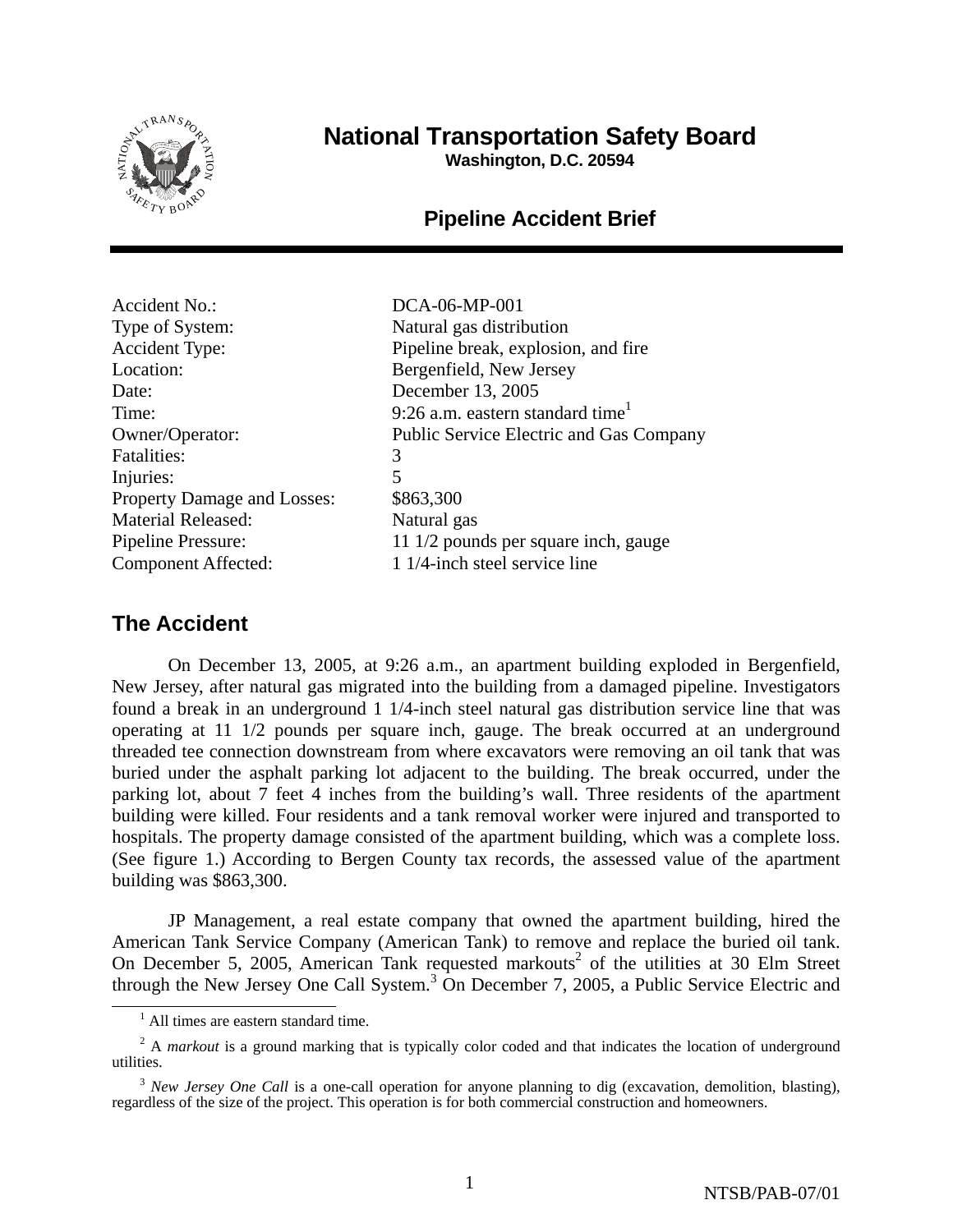# National Transportation Safety Board

**Washington, D.C. 20594**

## Pipeline Accident Brief

| | |
|---|---|
| Accident No.: | DCA-06-MP-001 |
| Type of System: | Natural gas distribution |
| Accident Type: | Pipeline break, explosion, and fire |
| Location: | Bergenfield, New Jersey |
| Date: | December 13, 2005 |
| Time: | 9:26 a.m. eastern standard time[1] |
| Owner/Operator: | Public Service Electric and Gas Company |
| Fatalities: | 3 |
| Injuries: | 5 |
| Property Damage and Losses: | $863,300 |
| Material Released: | Natural gas |
| Pipeline Pressure: | 11 1/2 pounds per square inch, gauge |
| Component Affected: | 1 1/4-inch steel service line |

## The Accident

On December 13, 2005, at 9:26 a.m., an apartment building exploded in Bergenfield, New Jersey, after natural gas migrated into the building from a damaged pipeline. Investigators found a break in an underground 1 1/4-inch steel natural gas distribution service line that was operating at 11 1/2 pounds per square inch, gauge. The break occurred at an underground threaded tee connection downstream from where excavators were removing an oil tank that was buried under the asphalt parking lot adjacent to the building. The break occurred, under the parking lot, about 7 feet 4 inches from the building's wall. Three residents of the apartment building were killed. Four residents and a tank removal worker were injured and transported to hospitals. The property damage consisted of the apartment building, which was a complete loss. (See figure 1.) According to Bergen County tax records, the assessed value of the apartment building was $863,300.

JP Management, a real estate company that owned the apartment building, hired the American Tank Service Company (American Tank) to remove and replace the buried oil tank. On December 5, 2005, American Tank requested markouts[2] of the utilities at 30 Elm Street through the New Jersey One Call System.[3] On December 7, 2005, a Public Service Electric and

[1] All times are eastern standard time.

[2] A *markout* is a ground marking that is typically color coded and that indicates the location of underground utilities.

[3] *New Jersey One Call* is a one-call operation for anyone planning to dig (excavation, demolition, blasting), regardless of the size of the project. This operation is for both commercial construction and homeowners.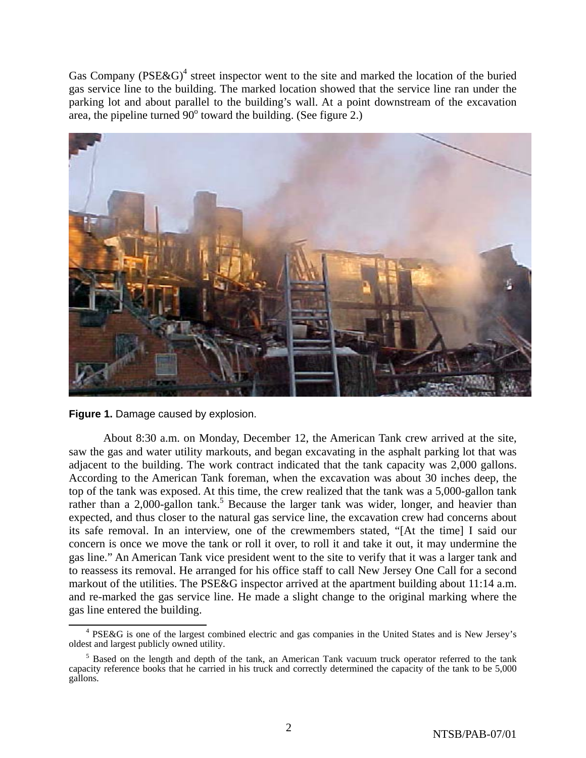Gas Company (PSE&G)[4] street inspector went to the site and marked the location of the buried gas service line to the building. The marked location showed that the service line ran under the parking lot and about parallel to the building's wall. At a point downstream of the excavation area, the pipeline turned 90° toward the building. (See figure 2.)

**Figure 1.** Damage caused by explosion.

About 8:30 a.m. on Monday, December 12, the American Tank crew arrived at the site, saw the gas and water utility markouts, and began excavating in the asphalt parking lot that was adjacent to the building. The work contract indicated that the tank capacity was 2,000 gallons. According to the American Tank foreman, when the excavation was about 30 inches deep, the top of the tank was exposed. At this time, the crew realized that the tank was a 5,000-gallon tank rather than a 2,000-gallon tank.[5] Because the larger tank was wider, longer, and heavier than expected, and thus closer to the natural gas service line, the excavation crew had concerns about its safe removal. In an interview, one of the crewmembers stated, "[At the time] I said our concern is once we move the tank or roll it over, to roll it and take it out, it may undermine the gas line." An American Tank vice president went to the site to verify that it was a larger tank and to reassess its removal. He arranged for his office staff to call New Jersey One Call for a second markout of the utilities. The PSE&G inspector arrived at the apartment building about 11:14 a.m. and re-marked the gas service line. He made a slight change to the original marking where the gas line entered the building.

[4] PSE&G is one of the largest combined electric and gas companies in the United States and is New Jersey's oldest and largest publicly owned utility.

[5] Based on the length and depth of the tank, an American Tank vacuum truck operator referred to the tank capacity reference books that he carried in his truck and correctly determined the capacity of the tank to be 5,000 gallons.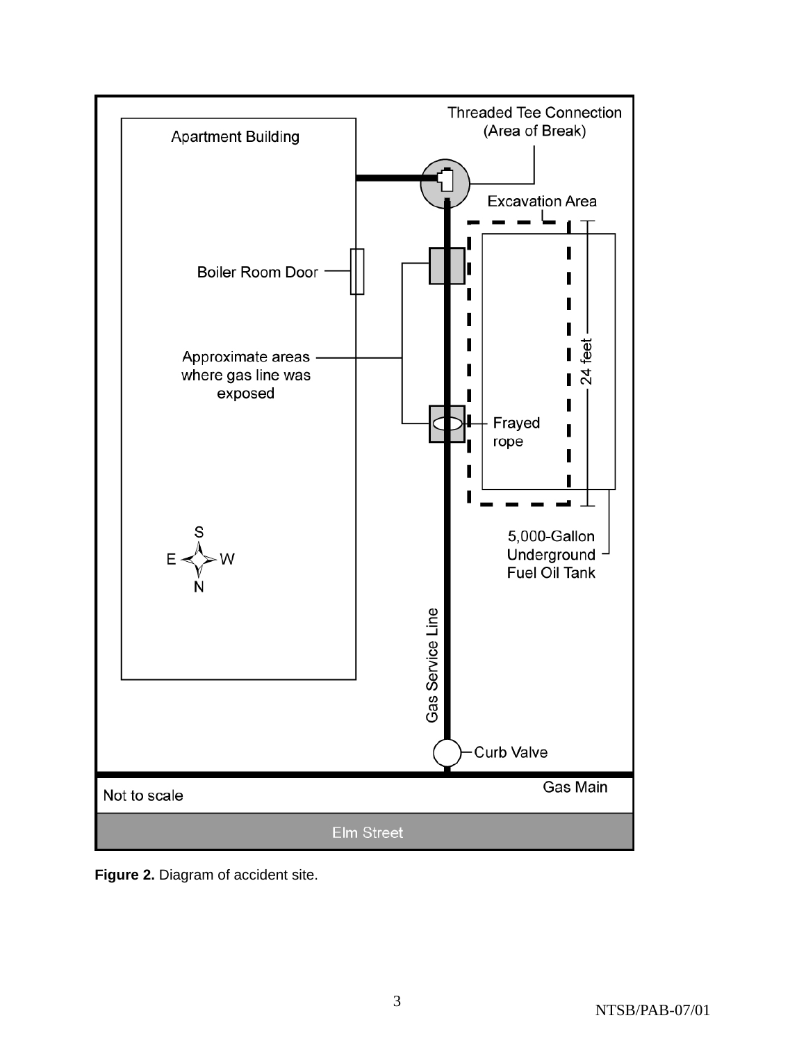Threaded Tee Connection (Area of Break)

Apartment Building

Excavation Area

Boiler Room Door

Approximate areas where gas line was exposed

24 feet

Frayed rope

5,000-Gallon Underground Fuel Oil Tank

S
E W
N

Gas Service Line

Curb Valve

Gas Main

Not to scale

Elm Street

**Figure 2.** Diagram of accident site.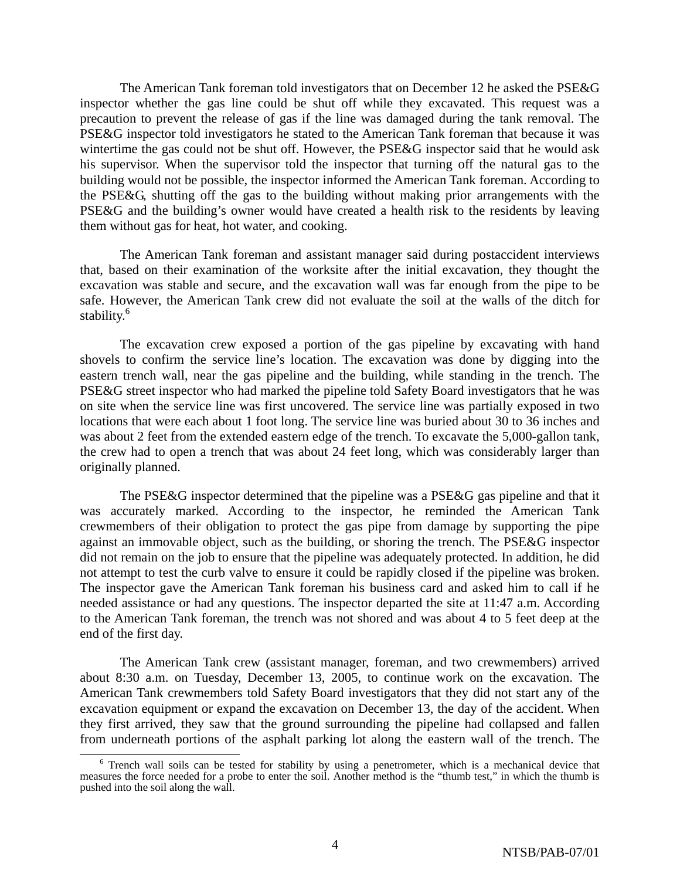The American Tank foreman told investigators that on December 12 he asked the PSE&G inspector whether the gas line could be shut off while they excavated. This request was a precaution to prevent the release of gas if the line was damaged during the tank removal. The PSE&G inspector told investigators he stated to the American Tank foreman that because it was wintertime the gas could not be shut off. However, the PSE&G inspector said that he would ask his supervisor. When the supervisor told the inspector that turning off the natural gas to the building would not be possible, the inspector informed the American Tank foreman. According to the PSE&G, shutting off the gas to the building without making prior arrangements with the PSE&G and the building's owner would have created a health risk to the residents by leaving them without gas for heat, hot water, and cooking.

The American Tank foreman and assistant manager said during postaccident interviews that, based on their examination of the worksite after the initial excavation, they thought the excavation was stable and secure, and the excavation wall was far enough from the pipe to be safe. However, the American Tank crew did not evaluate the soil at the walls of the ditch for stability.[6]

The excavation crew exposed a portion of the gas pipeline by excavating with hand shovels to confirm the service line's location. The excavation was done by digging into the eastern trench wall, near the gas pipeline and the building, while standing in the trench. The PSE&G street inspector who had marked the pipeline told Safety Board investigators that he was on site when the service line was first uncovered. The service line was partially exposed in two locations that were each about 1 foot long. The service line was buried about 30 to 36 inches and was about 2 feet from the extended eastern edge of the trench. To excavate the 5,000-gallon tank, the crew had to open a trench that was about 24 feet long, which was considerably larger than originally planned.

The PSE&G inspector determined that the pipeline was a PSE&G gas pipeline and that it was accurately marked. According to the inspector, he reminded the American Tank crewmembers of their obligation to protect the gas pipe from damage by supporting the pipe against an immovable object, such as the building, or shoring the trench. The PSE&G inspector did not remain on the job to ensure that the pipeline was adequately protected. In addition, he did not attempt to test the curb valve to ensure it could be rapidly closed if the pipeline was broken. The inspector gave the American Tank foreman his business card and asked him to call if he needed assistance or had any questions. The inspector departed the site at 11:47 a.m. According to the American Tank foreman, the trench was not shored and was about 4 to 5 feet deep at the end of the first day.

The American Tank crew (assistant manager, foreman, and two crewmembers) arrived about 8:30 a.m. on Tuesday, December 13, 2005, to continue work on the excavation. The American Tank crewmembers told Safety Board investigators that they did not start any of the excavation equipment or expand the excavation on December 13, the day of the accident. When they first arrived, they saw that the ground surrounding the pipeline had collapsed and fallen from underneath portions of the asphalt parking lot along the eastern wall of the trench. The

[6] Trench wall soils can be tested for stability by using a penetrometer, which is a mechanical device that measures the force needed for a probe to enter the soil. Another method is the "thumb test," in which the thumb is pushed into the soil along the wall.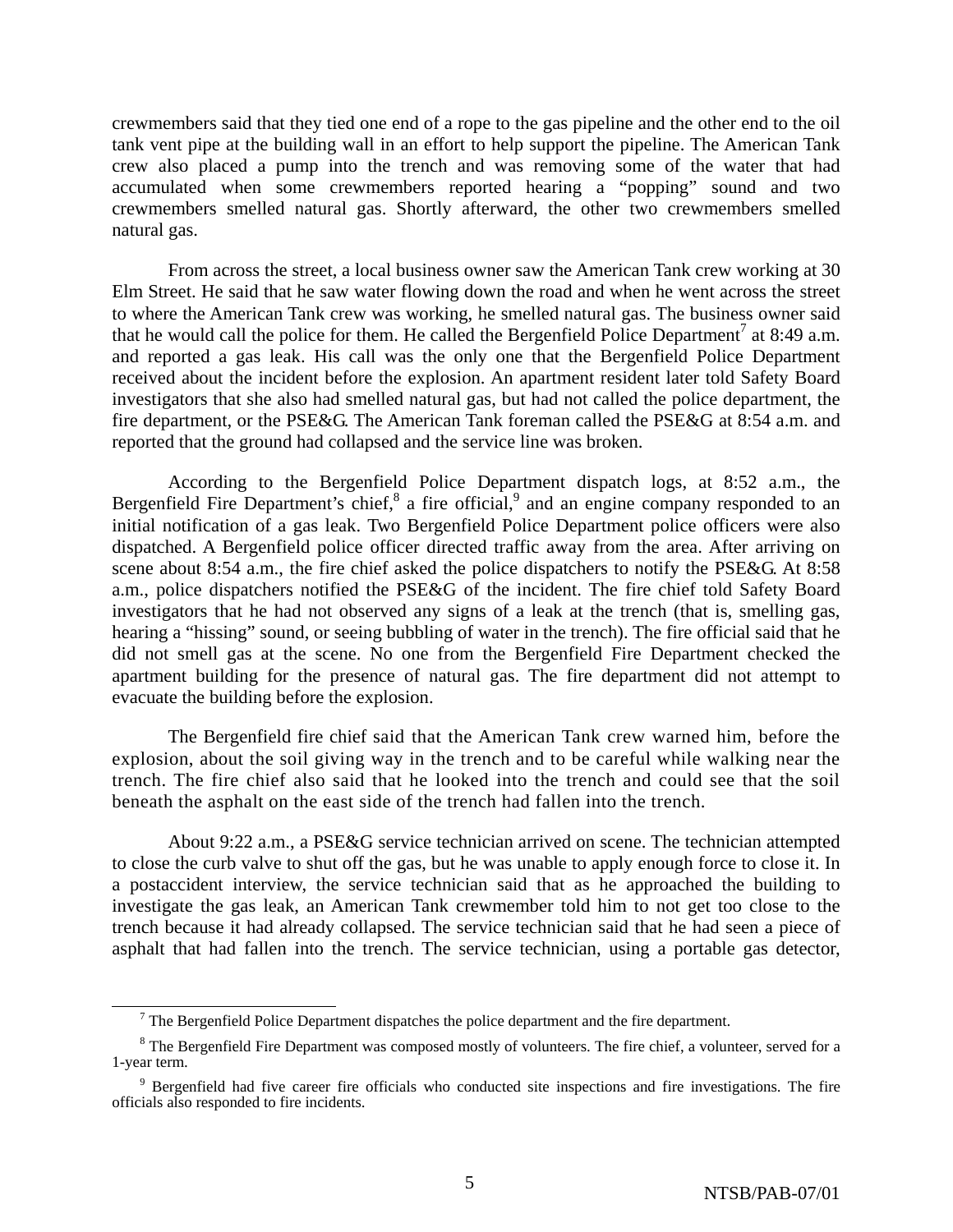crewmembers said that they tied one end of a rope to the gas pipeline and the other end to the oil tank vent pipe at the building wall in an effort to help support the pipeline. The American Tank crew also placed a pump into the trench and was removing some of the water that had accumulated when some crewmembers reported hearing a "popping" sound and two crewmembers smelled natural gas. Shortly afterward, the other two crewmembers smelled natural gas.

From across the street, a local business owner saw the American Tank crew working at 30 Elm Street. He said that he saw water flowing down the road and when he went across the street to where the American Tank crew was working, he smelled natural gas. The business owner said that he would call the police for them. He called the Bergenfield Police Department[7] at 8:49 a.m. and reported a gas leak. His call was the only one that the Bergenfield Police Department received about the incident before the explosion. An apartment resident later told Safety Board investigators that she also had smelled natural gas, but had not called the police department, the fire department, or the PSE&G. The American Tank foreman called the PSE&G at 8:54 a.m. and reported that the ground had collapsed and the service line was broken.

According to the Bergenfield Police Department dispatch logs, at 8:52 a.m., the Bergenfield Fire Department's chief,[8] a fire official,[9] and an engine company responded to an initial notification of a gas leak. Two Bergenfield Police Department police officers were also dispatched. A Bergenfield police officer directed traffic away from the area. After arriving on scene about 8:54 a.m., the fire chief asked the police dispatchers to notify the PSE&G. At 8:58 a.m., police dispatchers notified the PSE&G of the incident. The fire chief told Safety Board investigators that he had not observed any signs of a leak at the trench (that is, smelling gas, hearing a "hissing" sound, or seeing bubbling of water in the trench). The fire official said that he did not smell gas at the scene. No one from the Bergenfield Fire Department checked the apartment building for the presence of natural gas. The fire department did not attempt to evacuate the building before the explosion.

The Bergenfield fire chief said that the American Tank crew warned him, before the explosion, about the soil giving way in the trench and to be careful while walking near the trench. The fire chief also said that he looked into the trench and could see that the soil beneath the asphalt on the east side of the trench had fallen into the trench.

About 9:22 a.m., a PSE&G service technician arrived on scene. The technician attempted to close the curb valve to shut off the gas, but he was unable to apply enough force to close it. In a postaccident interview, the service technician said that as he approached the building to investigate the gas leak, an American Tank crewmember told him to not get too close to the trench because it had already collapsed. The service technician said that he had seen a piece of asphalt that had fallen into the trench. The service technician, using a portable gas detector,

[7] The Bergenfield Police Department dispatches the police department and the fire department.

[8] The Bergenfield Fire Department was composed mostly of volunteers. The fire chief, a volunteer, served for a 1-year term.

[9] Bergenfield had five career fire officials who conducted site inspections and fire investigations. The fire officials also responded to fire incidents.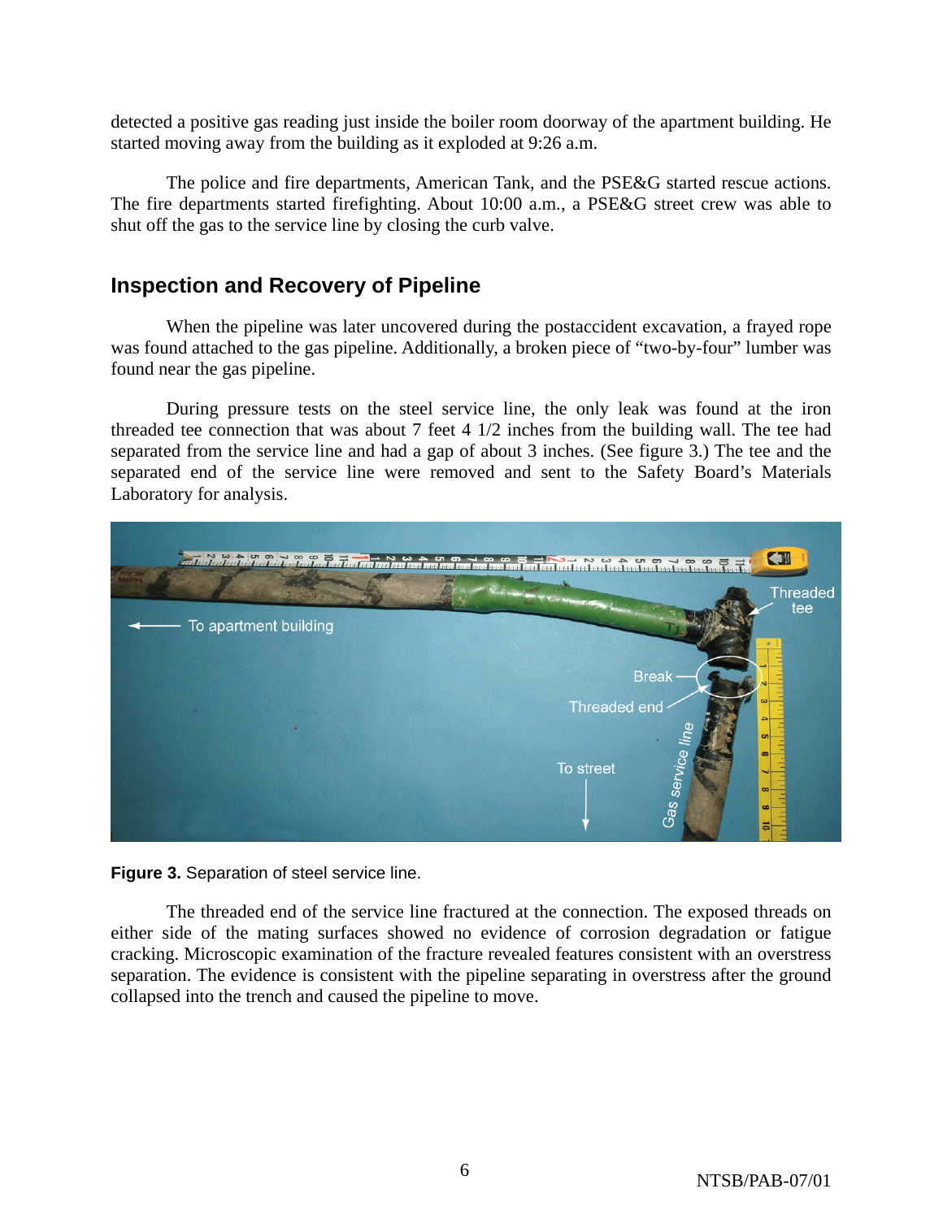detected a positive gas reading just inside the boiler room doorway of the apartment building. He started moving away from the building as it exploded at 9:26 a.m.

The police and fire departments, American Tank, and the PSE&G started rescue actions. The fire departments started firefighting. About 10:00 a.m., a PSE&G street crew was able to shut off the gas to the service line by closing the curb valve.

## Inspection and Recovery of Pipeline

When the pipeline was later uncovered during the postaccident excavation, a frayed rope was found attached to the gas pipeline. Additionally, a broken piece of "two-by-four" lumber was found near the gas pipeline.

During pressure tests on the steel service line, the only leak was found at the iron threaded tee connection that was about 7 feet 4 1/2 inches from the building wall. The tee had separated from the service line and had a gap of about 3 inches. (See figure 3.) The tee and the separated end of the service line were removed and sent to the Safety Board's Materials Laboratory for analysis.

**Figure 3.** Separation of steel service line.

The threaded end of the service line fractured at the connection. The exposed threads on either side of the mating surfaces showed no evidence of corrosion degradation or fatigue cracking. Microscopic examination of the fracture revealed features consistent with an overstress separation. The evidence is consistent with the pipeline separating in overstress after the ground collapsed into the trench and caused the pipeline to move.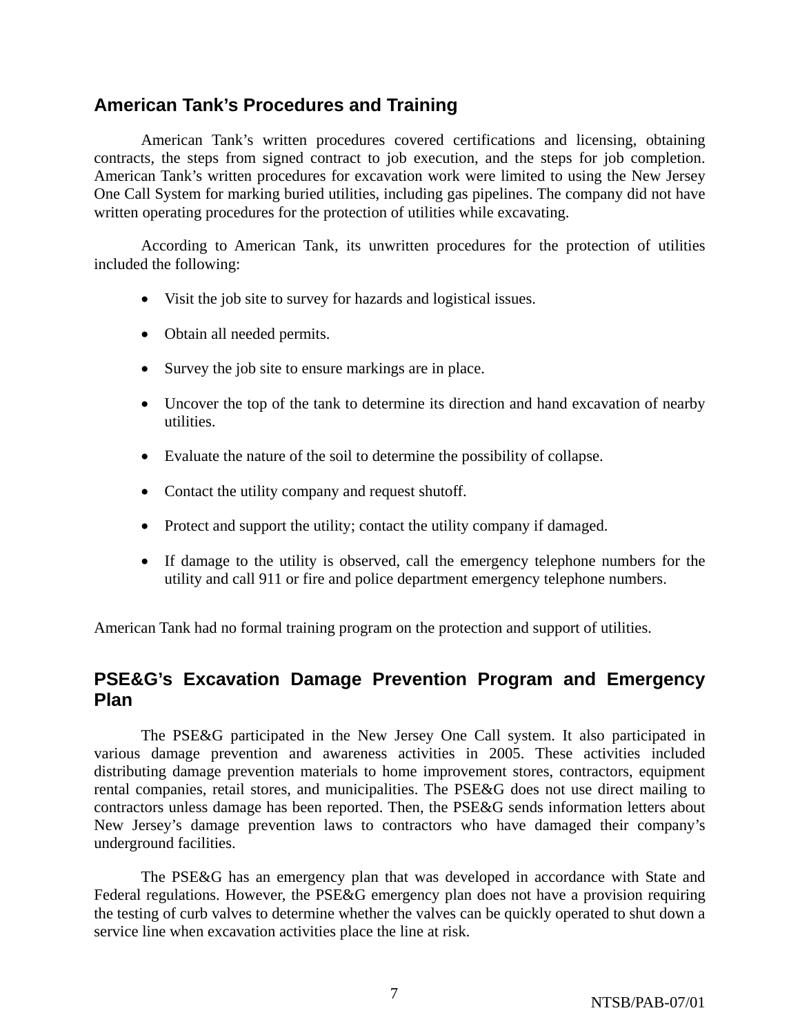## American Tank's Procedures and Training

American Tank's written procedures covered certifications and licensing, obtaining contracts, the steps from signed contract to job execution, and the steps for job completion. American Tank's written procedures for excavation work were limited to using the New Jersey One Call System for marking buried utilities, including gas pipelines. The company did not have written operating procedures for the protection of utilities while excavating.

According to American Tank, its unwritten procedures for the protection of utilities included the following:

- Visit the job site to survey for hazards and logistical issues.
- Obtain all needed permits.
- Survey the job site to ensure markings are in place.
- Uncover the top of the tank to determine its direction and hand excavation of nearby utilities.
- Evaluate the nature of the soil to determine the possibility of collapse.
- Contact the utility company and request shutoff.
- Protect and support the utility; contact the utility company if damaged.
- If damage to the utility is observed, call the emergency telephone numbers for the utility and call 911 or fire and police department emergency telephone numbers.

American Tank had no formal training program on the protection and support of utilities.

## PSE&G's Excavation Damage Prevention Program and Emergency Plan

The PSE&G participated in the New Jersey One Call system. It also participated in various damage prevention and awareness activities in 2005. These activities included distributing damage prevention materials to home improvement stores, contractors, equipment rental companies, retail stores, and municipalities. The PSE&G does not use direct mailing to contractors unless damage has been reported. Then, the PSE&G sends information letters about New Jersey's damage prevention laws to contractors who have damaged their company's underground facilities.

The PSE&G has an emergency plan that was developed in accordance with State and Federal regulations. However, the PSE&G emergency plan does not have a provision requiring the testing of curb valves to determine whether the valves can be quickly operated to shut down a service line when excavation activities place the line at risk.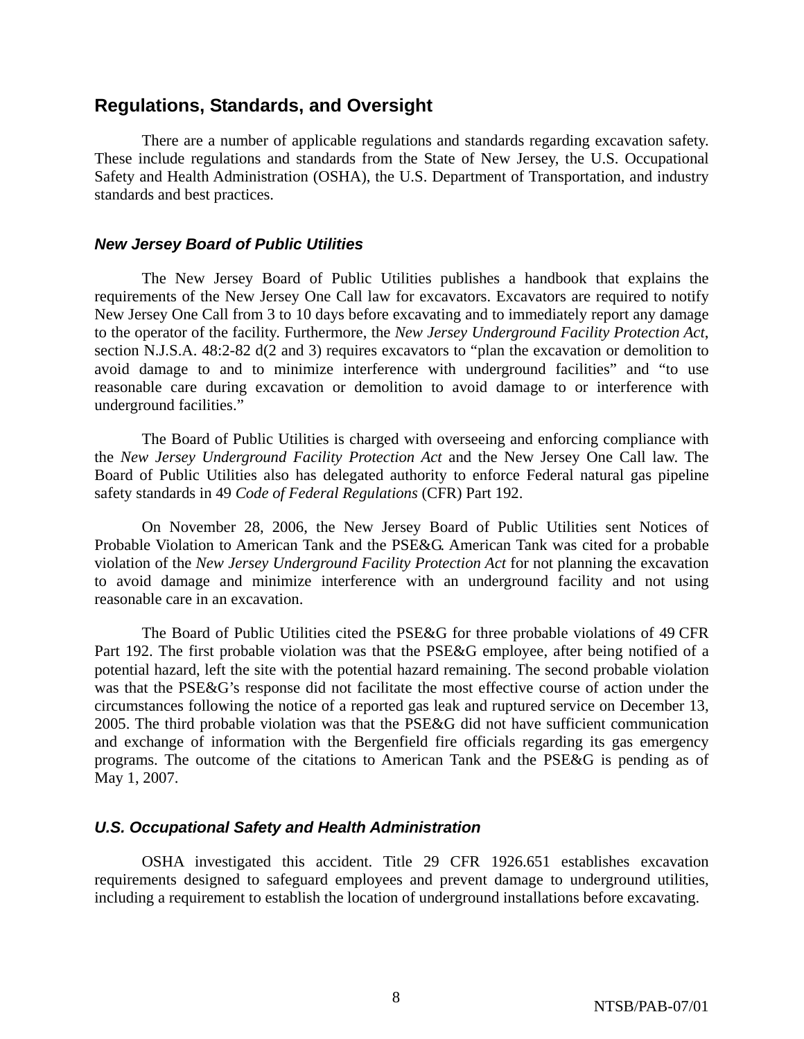## Regulations, Standards, and Oversight

There are a number of applicable regulations and standards regarding excavation safety. These include regulations and standards from the State of New Jersey, the U.S. Occupational Safety and Health Administration (OSHA), the U.S. Department of Transportation, and industry standards and best practices.

### *New Jersey Board of Public Utilities*

The New Jersey Board of Public Utilities publishes a handbook that explains the requirements of the New Jersey One Call law for excavators. Excavators are required to notify New Jersey One Call from 3 to 10 days before excavating and to immediately report any damage to the operator of the facility. Furthermore, the *New Jersey Underground Facility Protection Act*, section N.J.S.A. 48:2-82 d(2 and 3) requires excavators to "plan the excavation or demolition to avoid damage to and to minimize interference with underground facilities" and "to use reasonable care during excavation or demolition to avoid damage to or interference with underground facilities."

The Board of Public Utilities is charged with overseeing and enforcing compliance with the *New Jersey Underground Facility Protection Act* and the New Jersey One Call law. The Board of Public Utilities also has delegated authority to enforce Federal natural gas pipeline safety standards in 49 *Code of Federal Regulations* (CFR) Part 192.

On November 28, 2006, the New Jersey Board of Public Utilities sent Notices of Probable Violation to American Tank and the PSE&G. American Tank was cited for a probable violation of the *New Jersey Underground Facility Protection Act* for not planning the excavation to avoid damage and minimize interference with an underground facility and not using reasonable care in an excavation.

The Board of Public Utilities cited the PSE&G for three probable violations of 49 CFR Part 192. The first probable violation was that the PSE&G employee, after being notified of a potential hazard, left the site with the potential hazard remaining. The second probable violation was that the PSE&G's response did not facilitate the most effective course of action under the circumstances following the notice of a reported gas leak and ruptured service on December 13, 2005. The third probable violation was that the PSE&G did not have sufficient communication and exchange of information with the Bergenfield fire officials regarding its gas emergency programs. The outcome of the citations to American Tank and the PSE&G is pending as of May 1, 2007.

### *U.S. Occupational Safety and Health Administration*

OSHA investigated this accident. Title 29 CFR 1926.651 establishes excavation requirements designed to safeguard employees and prevent damage to underground utilities, including a requirement to establish the location of underground installations before excavating.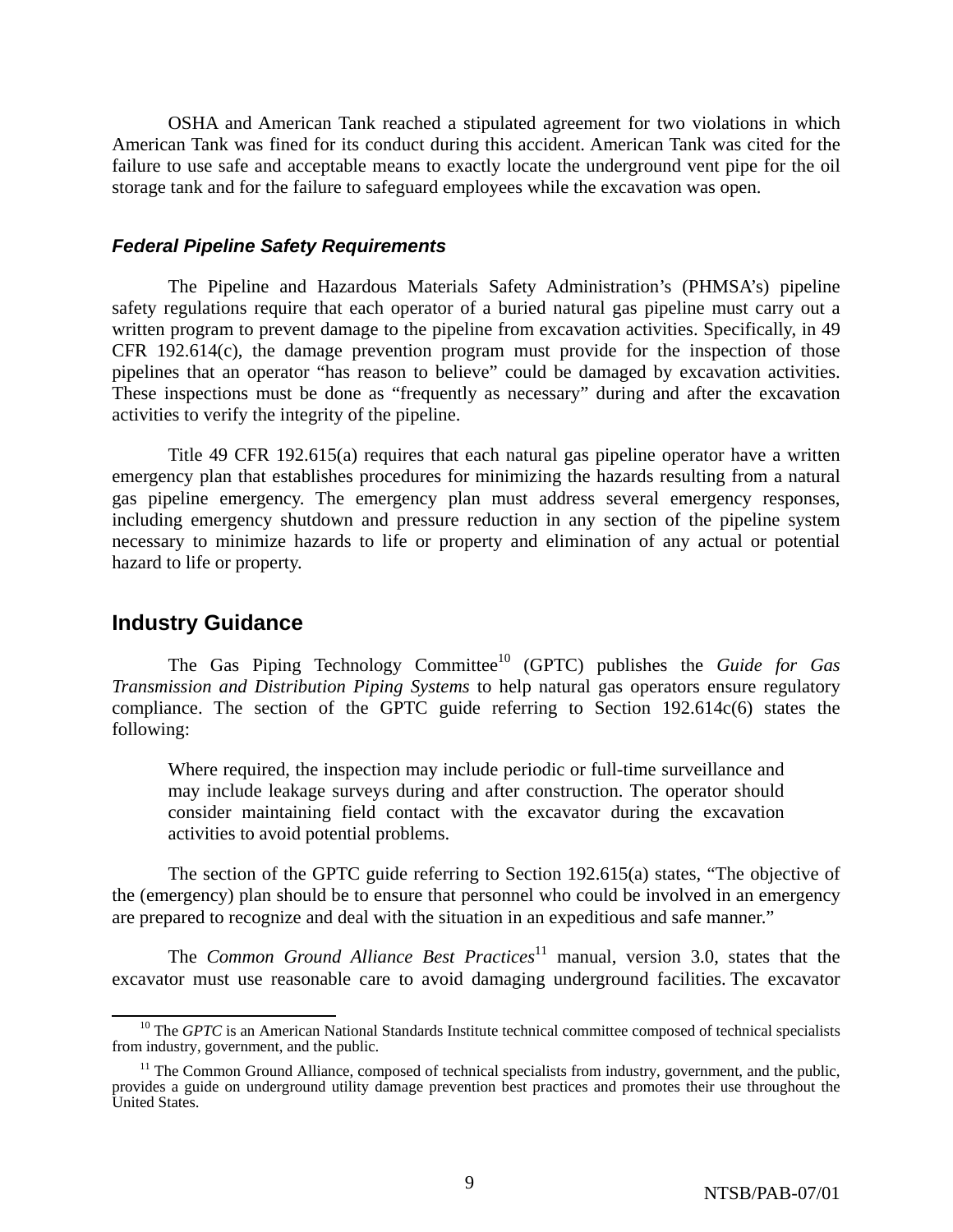OSHA and American Tank reached a stipulated agreement for two violations in which American Tank was fined for its conduct during this accident. American Tank was cited for the failure to use safe and acceptable means to exactly locate the underground vent pipe for the oil storage tank and for the failure to safeguard employees while the excavation was open.

### *Federal Pipeline Safety Requirements*

The Pipeline and Hazardous Materials Safety Administration's (PHMSA's) pipeline safety regulations require that each operator of a buried natural gas pipeline must carry out a written program to prevent damage to the pipeline from excavation activities. Specifically, in 49 CFR 192.614(c), the damage prevention program must provide for the inspection of those pipelines that an operator "has reason to believe" could be damaged by excavation activities. These inspections must be done as "frequently as necessary" during and after the excavation activities to verify the integrity of the pipeline.

Title 49 CFR 192.615(a) requires that each natural gas pipeline operator have a written emergency plan that establishes procedures for minimizing the hazards resulting from a natural gas pipeline emergency. The emergency plan must address several emergency responses, including emergency shutdown and pressure reduction in any section of the pipeline system necessary to minimize hazards to life or property and elimination of any actual or potential hazard to life or property.

## Industry Guidance

The Gas Piping Technology Committee[10] (GPTC) publishes the *Guide for Gas Transmission and Distribution Piping Systems* to help natural gas operators ensure regulatory compliance. The section of the GPTC guide referring to Section 192.614c(6) states the following:

> Where required, the inspection may include periodic or full-time surveillance and may include leakage surveys during and after construction. The operator should consider maintaining field contact with the excavator during the excavation activities to avoid potential problems.

The section of the GPTC guide referring to Section 192.615(a) states, "The objective of the (emergency) plan should be to ensure that personnel who could be involved in an emergency are prepared to recognize and deal with the situation in an expeditious and safe manner."

The *Common Ground Alliance Best Practices*[11] manual, version 3.0, states that the excavator must use reasonable care to avoid damaging underground facilities. The excavator

---

[10] The *GPTC* is an American National Standards Institute technical committee composed of technical specialists from industry, government, and the public.

[11] The Common Ground Alliance, composed of technical specialists from industry, government, and the public, provides a guide on underground utility damage prevention best practices and promotes their use throughout the United States.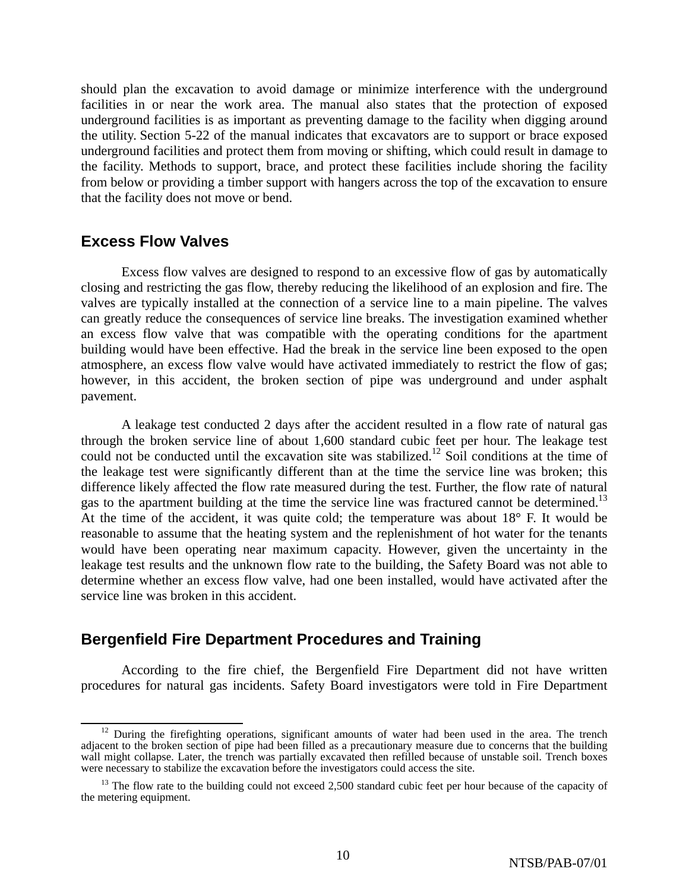should plan the excavation to avoid damage or minimize interference with the underground facilities in or near the work area. The manual also states that the protection of exposed underground facilities is as important as preventing damage to the facility when digging around the utility. Section 5-22 of the manual indicates that excavators are to support or brace exposed underground facilities and protect them from moving or shifting, which could result in damage to the facility. Methods to support, brace, and protect these facilities include shoring the facility from below or providing a timber support with hangers across the top of the excavation to ensure that the facility does not move or bend.

## Excess Flow Valves

Excess flow valves are designed to respond to an excessive flow of gas by automatically closing and restricting the gas flow, thereby reducing the likelihood of an explosion and fire. The valves are typically installed at the connection of a service line to a main pipeline. The valves can greatly reduce the consequences of service line breaks. The investigation examined whether an excess flow valve that was compatible with the operating conditions for the apartment building would have been effective. Had the break in the service line been exposed to the open atmosphere, an excess flow valve would have activated immediately to restrict the flow of gas; however, in this accident, the broken section of pipe was underground and under asphalt pavement.

A leakage test conducted 2 days after the accident resulted in a flow rate of natural gas through the broken service line of about 1,600 standard cubic feet per hour. The leakage test could not be conducted until the excavation site was stabilized.[12] Soil conditions at the time of the leakage test were significantly different than at the time the service line was broken; this difference likely affected the flow rate measured during the test. Further, the flow rate of natural gas to the apartment building at the time the service line was fractured cannot be determined.[13] At the time of the accident, it was quite cold; the temperature was about 18° F. It would be reasonable to assume that the heating system and the replenishment of hot water for the tenants would have been operating near maximum capacity. However, given the uncertainty in the leakage test results and the unknown flow rate to the building, the Safety Board was not able to determine whether an excess flow valve, had one been installed, would have activated after the service line was broken in this accident.

## Bergenfield Fire Department Procedures and Training

According to the fire chief, the Bergenfield Fire Department did not have written procedures for natural gas incidents. Safety Board investigators were told in Fire Department

---

[12] During the firefighting operations, significant amounts of water had been used in the area. The trench adjacent to the broken section of pipe had been filled as a precautionary measure due to concerns that the building wall might collapse. Later, the trench was partially excavated then refilled because of unstable soil. Trench boxes were necessary to stabilize the excavation before the investigators could access the site.

[13] The flow rate to the building could not exceed 2,500 standard cubic feet per hour because of the capacity of the metering equipment.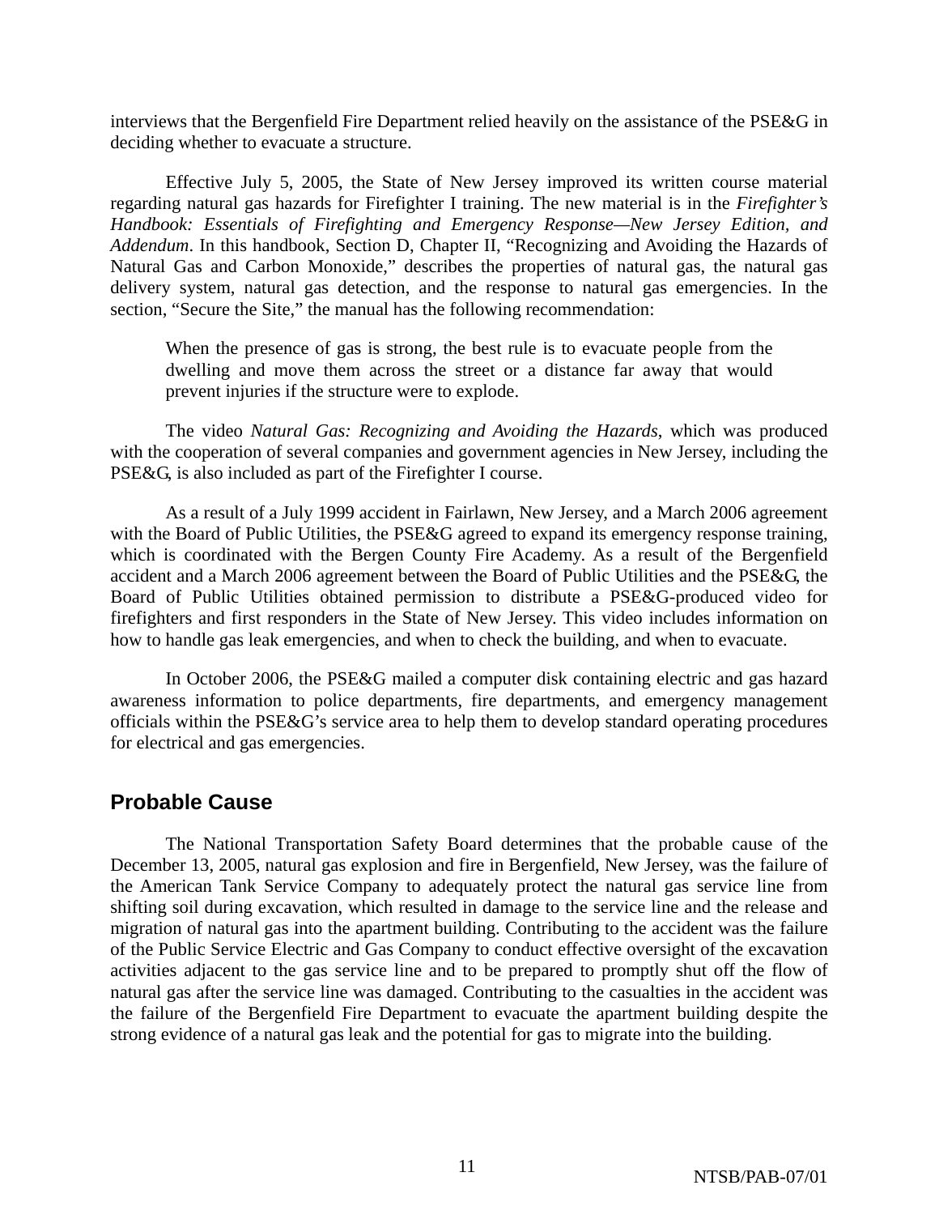interviews that the Bergenfield Fire Department relied heavily on the assistance of the PSE&G in deciding whether to evacuate a structure.

Effective July 5, 2005, the State of New Jersey improved its written course material regarding natural gas hazards for Firefighter I training. The new material is in the *Firefighter's Handbook: Essentials of Firefighting and Emergency Response—New Jersey Edition, and Addendum*. In this handbook, Section D, Chapter II, "Recognizing and Avoiding the Hazards of Natural Gas and Carbon Monoxide," describes the properties of natural gas, the natural gas delivery system, natural gas detection, and the response to natural gas emergencies. In the section, "Secure the Site," the manual has the following recommendation:

> When the presence of gas is strong, the best rule is to evacuate people from the dwelling and move them across the street or a distance far away that would prevent injuries if the structure were to explode.

The video *Natural Gas: Recognizing and Avoiding the Hazards*, which was produced with the cooperation of several companies and government agencies in New Jersey, including the PSE&G, is also included as part of the Firefighter I course.

As a result of a July 1999 accident in Fairlawn, New Jersey, and a March 2006 agreement with the Board of Public Utilities, the PSE&G agreed to expand its emergency response training, which is coordinated with the Bergen County Fire Academy. As a result of the Bergenfield accident and a March 2006 agreement between the Board of Public Utilities and the PSE&G, the Board of Public Utilities obtained permission to distribute a PSE&G-produced video for firefighters and first responders in the State of New Jersey. This video includes information on how to handle gas leak emergencies, and when to check the building, and when to evacuate.

In October 2006, the PSE&G mailed a computer disk containing electric and gas hazard awareness information to police departments, fire departments, and emergency management officials within the PSE&G's service area to help them to develop standard operating procedures for electrical and gas emergencies.

## Probable Cause

The National Transportation Safety Board determines that the probable cause of the December 13, 2005, natural gas explosion and fire in Bergenfield, New Jersey, was the failure of the American Tank Service Company to adequately protect the natural gas service line from shifting soil during excavation, which resulted in damage to the service line and the release and migration of natural gas into the apartment building. Contributing to the accident was the failure of the Public Service Electric and Gas Company to conduct effective oversight of the excavation activities adjacent to the gas service line and to be prepared to promptly shut off the flow of natural gas after the service line was damaged. Contributing to the casualties in the accident was the failure of the Bergenfield Fire Department to evacuate the apartment building despite the strong evidence of a natural gas leak and the potential for gas to migrate into the building.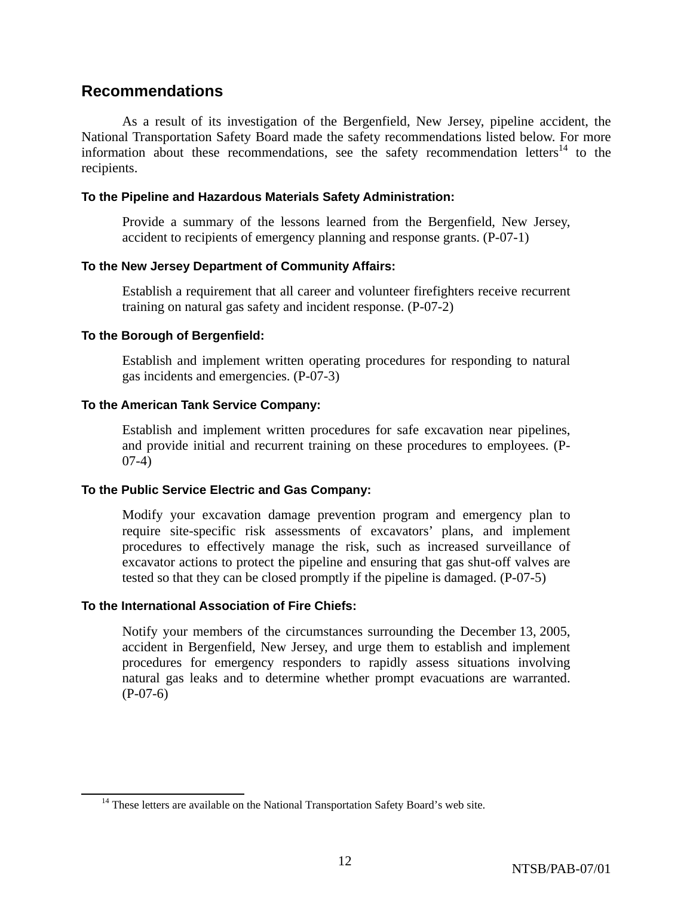## Recommendations

As a result of its investigation of the Bergenfield, New Jersey, pipeline accident, the National Transportation Safety Board made the safety recommendations listed below. For more information about these recommendations, see the safety recommendation letters[14] to the recipients.

### To the Pipeline and Hazardous Materials Safety Administration:

Provide a summary of the lessons learned from the Bergenfield, New Jersey, accident to recipients of emergency planning and response grants. (P-07-1)

### To the New Jersey Department of Community Affairs:

Establish a requirement that all career and volunteer firefighters receive recurrent training on natural gas safety and incident response. (P-07-2)

### To the Borough of Bergenfield:

Establish and implement written operating procedures for responding to natural gas incidents and emergencies. (P-07-3)

### To the American Tank Service Company:

Establish and implement written procedures for safe excavation near pipelines, and provide initial and recurrent training on these procedures to employees. (P-07-4)

### To the Public Service Electric and Gas Company:

Modify your excavation damage prevention program and emergency plan to require site-specific risk assessments of excavators' plans, and implement procedures to effectively manage the risk, such as increased surveillance of excavator actions to protect the pipeline and ensuring that gas shut-off valves are tested so that they can be closed promptly if the pipeline is damaged. (P-07-5)

### To the International Association of Fire Chiefs:

Notify your members of the circumstances surrounding the December 13, 2005, accident in Bergenfield, New Jersey, and urge them to establish and implement procedures for emergency responders to rapidly assess situations involving natural gas leaks and to determine whether prompt evacuations are warranted. (P-07-6)

---

[14] These letters are available on the National Transportation Safety Board's web site.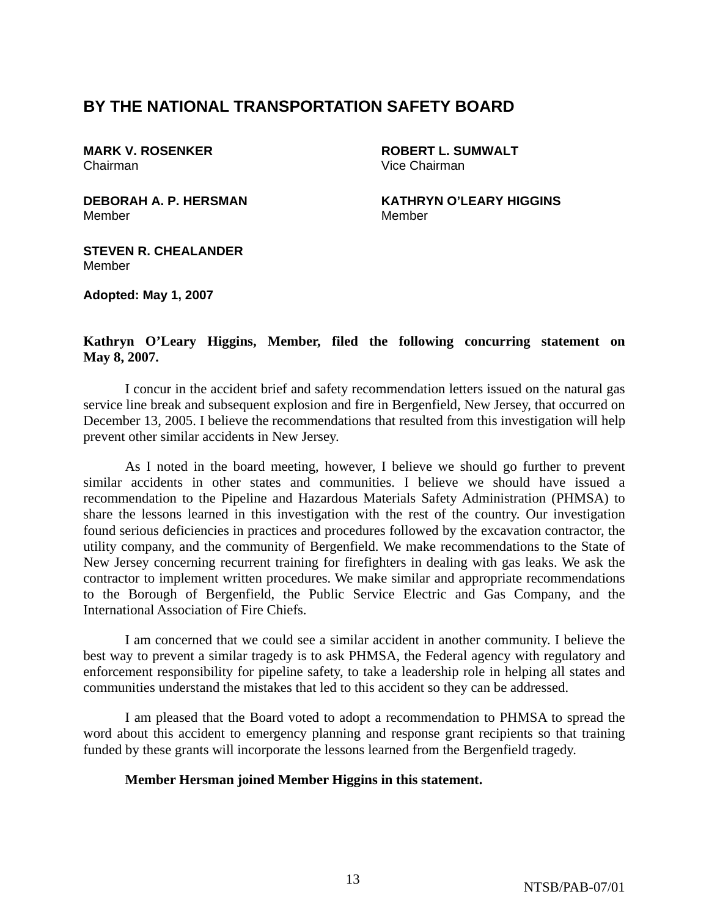# BY THE NATIONAL TRANSPORTATION SAFETY BOARD

**MARK V. ROSENKER**
Chairman

**ROBERT L. SUMWALT**
Vice Chairman

**DEBORAH A. P. HERSMAN**
Member

**KATHRYN O'LEARY HIGGINS**
Member

**STEVEN R. CHEALANDER**
Member

**Adopted: May 1, 2007**

**Kathryn O'Leary Higgins, Member, filed the following concurring statement on May 8, 2007.**

I concur in the accident brief and safety recommendation letters issued on the natural gas service line break and subsequent explosion and fire in Bergenfield, New Jersey, that occurred on December 13, 2005. I believe the recommendations that resulted from this investigation will help prevent other similar accidents in New Jersey.

As I noted in the board meeting, however, I believe we should go further to prevent similar accidents in other states and communities. I believe we should have issued a recommendation to the Pipeline and Hazardous Materials Safety Administration (PHMSA) to share the lessons learned in this investigation with the rest of the country. Our investigation found serious deficiencies in practices and procedures followed by the excavation contractor, the utility company, and the community of Bergenfield. We make recommendations to the State of New Jersey concerning recurrent training for firefighters in dealing with gas leaks. We ask the contractor to implement written procedures. We make similar and appropriate recommendations to the Borough of Bergenfield, the Public Service Electric and Gas Company, and the International Association of Fire Chiefs.

I am concerned that we could see a similar accident in another community. I believe the best way to prevent a similar tragedy is to ask PHMSA, the Federal agency with regulatory and enforcement responsibility for pipeline safety, to take a leadership role in helping all states and communities understand the mistakes that led to this accident so they can be addressed.

I am pleased that the Board voted to adopt a recommendation to PHMSA to spread the word about this accident to emergency planning and response grant recipients so that training funded by these grants will incorporate the lessons learned from the Bergenfield tragedy.

**Member Hersman joined Member Higgins in this statement.**